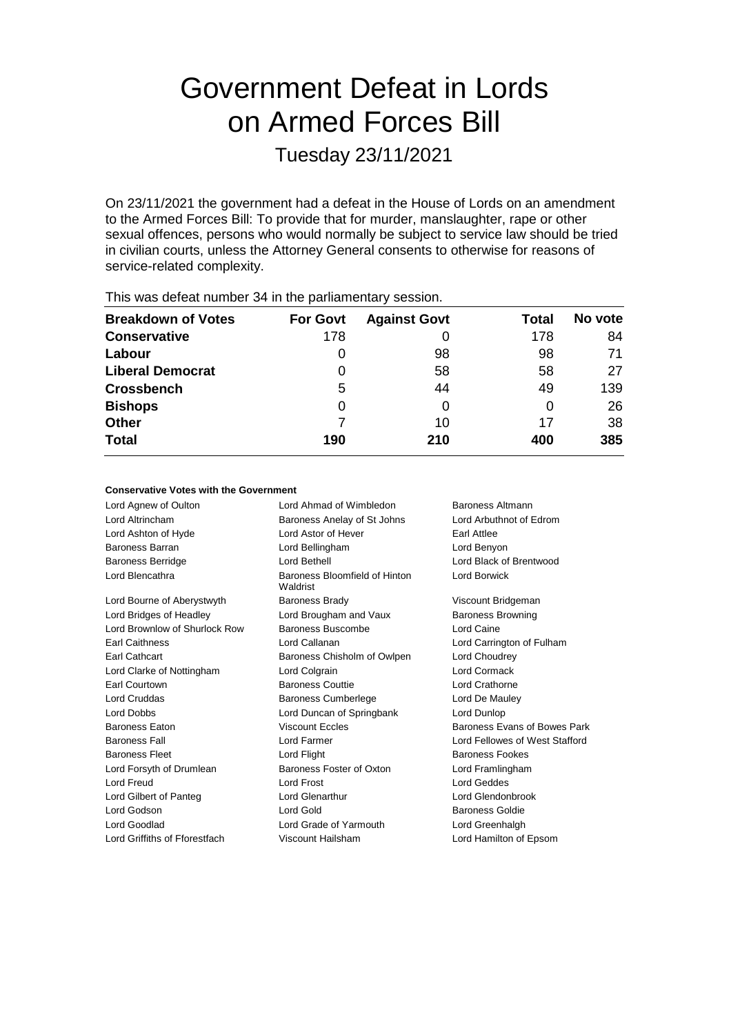# Government Defeat in Lords on Armed Forces Bill

## Tuesday 23/11/2021

On 23/11/2021 the government had a defeat in the House of Lords on an amendment to the Armed Forces Bill: To provide that for murder, manslaughter, rape or other sexual offences, persons who would normally be subject to service law should be tried in civilian courts, unless the Attorney General consents to otherwise for reasons of service-related complexity.

This was defeat number 34 in the parliamentary session.

| Breakdown of Votes | For Govt | Against Govt | Total | No vote |
|---|---|---|---|---|
| **Conservative** | 178 | 0 | 178 | 84 |
| **Labour** | 0 | 98 | 98 | 71 |
| **Liberal Democrat** | 0 | 58 | 58 | 27 |
| **Crossbench** | 5 | 44 | 49 | 139 |
| **Bishops** | 0 | 0 | 0 | 26 |
| **Other** | 7 | 10 | 17 | 38 |
| **Total** | **190** | **210** | **400** | **385** |

#### Conservative Votes with the Government

| | | |
|---|---|---|
| Lord Agnew of Oulton | Lord Ahmad of Wimbledon | Baroness Altmann |
| Lord Altrincham | Baroness Anelay of St Johns | Lord Arbuthnot of Edrom |
| Lord Ashton of Hyde | Lord Astor of Hever | Earl Attlee |
| Baroness Barran | Lord Bellingham | Lord Benyon |
| Baroness Berridge | Lord Bethell | Lord Black of Brentwood |
| Lord Blencathra | Baroness Bloomfield of Hinton Waldrist | Lord Borwick |
| Lord Bourne of Aberystwyth | Baroness Brady | Viscount Bridgeman |
| Lord Bridges of Headley | Lord Brougham and Vaux | Baroness Browning |
| Lord Brownlow of Shurlock Row | Baroness Buscombe | Lord Caine |
| Earl Caithness | Lord Callanan | Lord Carrington of Fulham |
| Earl Cathcart | Baroness Chisholm of Owlpen | Lord Choudrey |
| Lord Clarke of Nottingham | Lord Colgrain | Lord Cormack |
| Earl Courtown | Baroness Couttie | Lord Crathorne |
| Lord Cruddas | Baroness Cumberlege | Lord De Mauley |
| Lord Dobbs | Lord Duncan of Springbank | Lord Dunlop |
| Baroness Eaton | Viscount Eccles | Baroness Evans of Bowes Park |
| Baroness Fall | Lord Farmer | Lord Fellowes of West Stafford |
| Baroness Fleet | Lord Flight | Baroness Fookes |
| Lord Forsyth of Drumlean | Baroness Foster of Oxton | Lord Framlingham |
| Lord Freud | Lord Frost | Lord Geddes |
| Lord Gilbert of Panteg | Lord Glenarthur | Lord Glendonbrook |
| Lord Godson | Lord Gold | Baroness Goldie |
| Lord Goodlad | Lord Grade of Yarmouth | Lord Greenhalgh |
| Lord Griffiths of Fforestfach | Viscount Hailsham | Lord Hamilton of Epsom |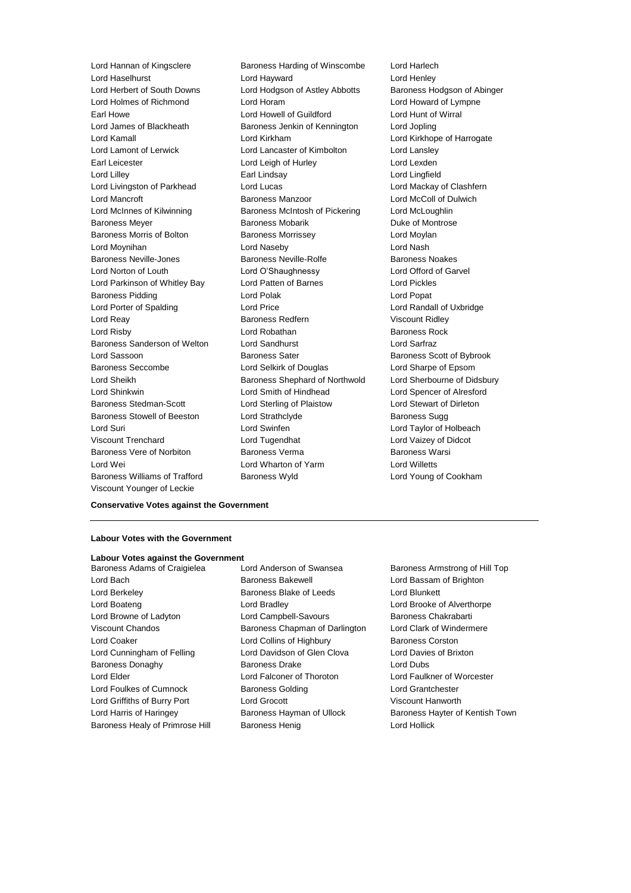Lord Hannan of Kingsclere
Baroness Harding of Winscombe
Lord Harlech
Lord Haselhurst
Lord Hayward
Lord Henley
Lord Herbert of South Downs
Lord Hodgson of Astley Abbotts
Baroness Hodgson of Abinger
Lord Holmes of Richmond
Lord Horam
Lord Howard of Lympne
Earl Howe
Lord Howell of Guildford
Lord Hunt of Wirral
Lord James of Blackheath
Baroness Jenkin of Kennington
Lord Jopling
Lord Kamall
Lord Kirkham
Lord Kirkhope of Harrogate
Lord Lamont of Lerwick
Lord Lancaster of Kimbolton
Lord Lansley
Earl Leicester
Lord Leigh of Hurley
Lord Lexden
Lord Lilley
Earl Lindsay
Lord Lingfield
Lord Livingston of Parkhead
Lord Lucas
Lord Mackay of Clashfern
Lord Mancroft
Baroness Manzoor
Lord McColl of Dulwich
Lord McInnes of Kilwinning
Baroness McIntosh of Pickering
Lord McLoughlin
Baroness Meyer
Baroness Mobarik
Duke of Montrose
Baroness Morris of Bolton
Baroness Morrissey
Lord Moylan
Lord Moynihan
Lord Naseby
Lord Nash
Baroness Neville-Jones
Baroness Neville-Rolfe
Baroness Noakes
Lord Norton of Louth
Lord O'Shaughnessy
Lord Offord of Garvel
Lord Parkinson of Whitley Bay
Lord Patten of Barnes
Lord Pickles
Baroness Pidding
Lord Polak
Lord Popat
Lord Porter of Spalding
Lord Price
Lord Randall of Uxbridge
Lord Reay
Baroness Redfern
Viscount Ridley
Lord Risby
Lord Robathan
Baroness Rock
Baroness Sanderson of Welton
Lord Sandhurst
Lord Sarfraz
Lord Sassoon
Baroness Sater
Baroness Scott of Bybrook
Baroness Seccombe
Lord Selkirk of Douglas
Lord Sharpe of Epsom
Lord Sheikh
Baroness Shephard of Northwold
Lord Sherbourne of Didsbury
Lord Shinkwin
Lord Smith of Hindhead
Lord Spencer of Alresford
Baroness Stedman-Scott
Lord Sterling of Plaistow
Lord Stewart of Dirleton
Baroness Stowell of Beeston
Lord Strathclyde
Baroness Sugg
Lord Suri
Lord Swinfen
Lord Taylor of Holbeach
Viscount Trenchard
Lord Tugendhat
Lord Vaizey of Didcot
Baroness Vere of Norbiton
Baroness Verma
Baroness Warsi
Lord Wei
Lord Wharton of Yarm
Lord Willetts
Baroness Williams of Trafford
Baroness Wyld
Lord Young of Cookham
Viscount Younger of Leckie

**Conservative Votes against the Government**

---

**Labour Votes with the Government**

**Labour Votes against the Government**

Baroness Adams of Craigielea
Lord Anderson of Swansea
Baroness Armstrong of Hill Top
Lord Bach
Baroness Bakewell
Lord Bassam of Brighton
Lord Berkeley
Baroness Blake of Leeds
Lord Blunkett
Lord Boateng
Lord Bradley
Lord Brooke of Alverthorpe
Lord Browne of Ladyton
Lord Campbell-Savours
Baroness Chakrabarti
Viscount Chandos
Baroness Chapman of Darlington
Lord Clark of Windermere
Lord Coaker
Lord Collins of Highbury
Baroness Corston
Lord Cunningham of Felling
Lord Davidson of Glen Clova
Lord Davies of Brixton
Baroness Donaghy
Baroness Drake
Lord Dubs
Lord Elder
Lord Falconer of Thoroton
Lord Faulkner of Worcester
Lord Foulkes of Cumnock
Baroness Golding
Lord Grantchester
Lord Griffiths of Burry Port
Lord Grocott
Viscount Hanworth
Lord Harris of Haringey
Baroness Hayman of Ullock
Baroness Hayter of Kentish Town
Baroness Healy of Primrose Hill
Baroness Henig
Lord Hollick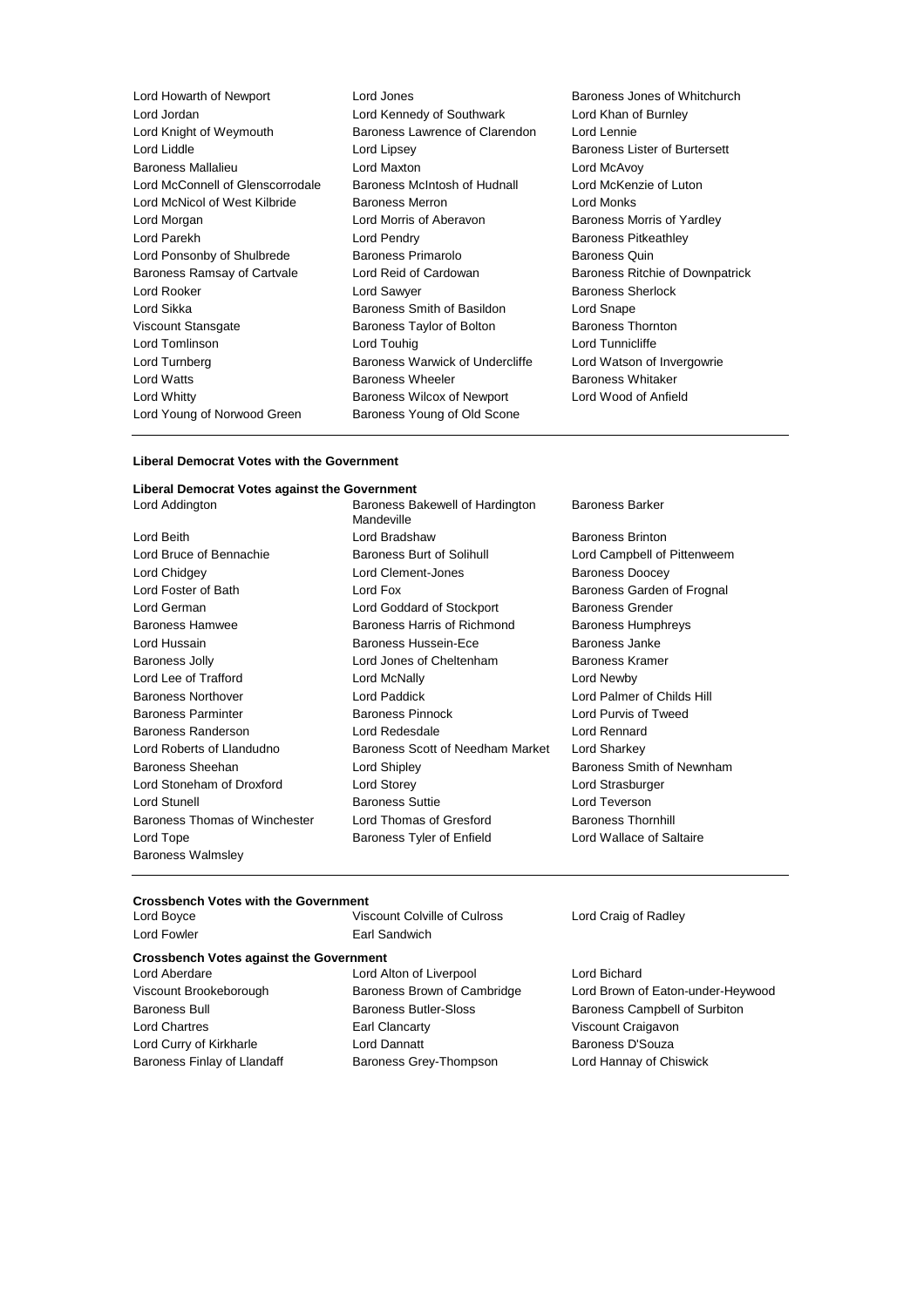Lord Howarth of Newport
Lord Jones
Baroness Jones of Whitchurch
Lord Jordan
Lord Kennedy of Southwark
Lord Khan of Burnley
Lord Knight of Weymouth
Baroness Lawrence of Clarendon
Lord Lennie
Lord Liddle
Lord Lipsey
Baroness Lister of Burtersett
Baroness Mallalieu
Lord Maxton
Lord McAvoy
Lord McConnell of Glenscorrodale
Baroness McIntosh of Hudnall
Lord McKenzie of Luton
Lord McNicol of West Kilbride
Baroness Merron
Lord Monks
Lord Morgan
Lord Morris of Aberavon
Baroness Morris of Yardley
Lord Parekh
Lord Pendry
Baroness Pitkeathley
Lord Ponsonby of Shulbrede
Baroness Primarolo
Baroness Quin
Baroness Ramsay of Cartvale
Lord Reid of Cardowan
Baroness Ritchie of Downpatrick
Lord Rooker
Lord Sawyer
Baroness Sherlock
Lord Sikka
Baroness Smith of Basildon
Lord Snape
Viscount Stansgate
Baroness Taylor of Bolton
Baroness Thornton
Lord Tomlinson
Lord Touhig
Lord Tunnicliffe
Lord Turnberg
Baroness Warwick of Undercliffe
Lord Watson of Invergowrie
Lord Watts
Baroness Wheeler
Baroness Whitaker
Lord Whitty
Baroness Wilcox of Newport
Lord Wood of Anfield
Lord Young of Norwood Green
Baroness Young of Old Scone

---

**Liberal Democrat Votes with the Government**

**Liberal Democrat Votes against the Government**

Lord Addington
Baroness Bakewell of Hardington Mandeville
Baroness Barker
Lord Beith
Lord Bradshaw
Baroness Brinton
Lord Bruce of Bennachie
Baroness Burt of Solihull
Lord Campbell of Pittenweem
Lord Chidgey
Lord Clement-Jones
Baroness Doocey
Lord Foster of Bath
Lord Fox
Baroness Garden of Frognal
Lord German
Lord Goddard of Stockport
Baroness Grender
Baroness Hamwee
Baroness Harris of Richmond
Baroness Humphreys
Lord Hussain
Baroness Hussein-Ece
Baroness Janke
Baroness Jolly
Lord Jones of Cheltenham
Baroness Kramer
Lord Lee of Trafford
Lord McNally
Lord Newby
Baroness Northover
Lord Paddick
Lord Palmer of Childs Hill
Baroness Parminter
Baroness Pinnock
Lord Purvis of Tweed
Baroness Randerson
Lord Redesdale
Lord Rennard
Lord Roberts of Llandudno
Baroness Scott of Needham Market
Lord Sharkey
Baroness Sheehan
Lord Shipley
Baroness Smith of Newnham
Lord Stoneham of Droxford
Lord Storey
Lord Strasburger
Lord Stunell
Baroness Suttie
Lord Teverson
Baroness Thomas of Winchester
Lord Thomas of Gresford
Baroness Thornhill
Lord Tope
Baroness Tyler of Enfield
Lord Wallace of Saltaire
Baroness Walmsley

---

**Crossbench Votes with the Government**

Lord Boyce
Viscount Colville of Culross
Lord Craig of Radley
Lord Fowler
Earl Sandwich

**Crossbench Votes against the Government**

Lord Aberdare
Lord Alton of Liverpool
Lord Bichard
Viscount Brookeborough
Baroness Brown of Cambridge
Lord Brown of Eaton-under-Heywood
Baroness Bull
Baroness Butler-Sloss
Baroness Campbell of Surbiton
Lord Chartres
Earl Clancarty
Viscount Craigavon
Lord Curry of Kirkharle
Lord Dannatt
Baroness D'Souza
Baroness Finlay of Llandaff
Baroness Grey-Thompson
Lord Hannay of Chiswick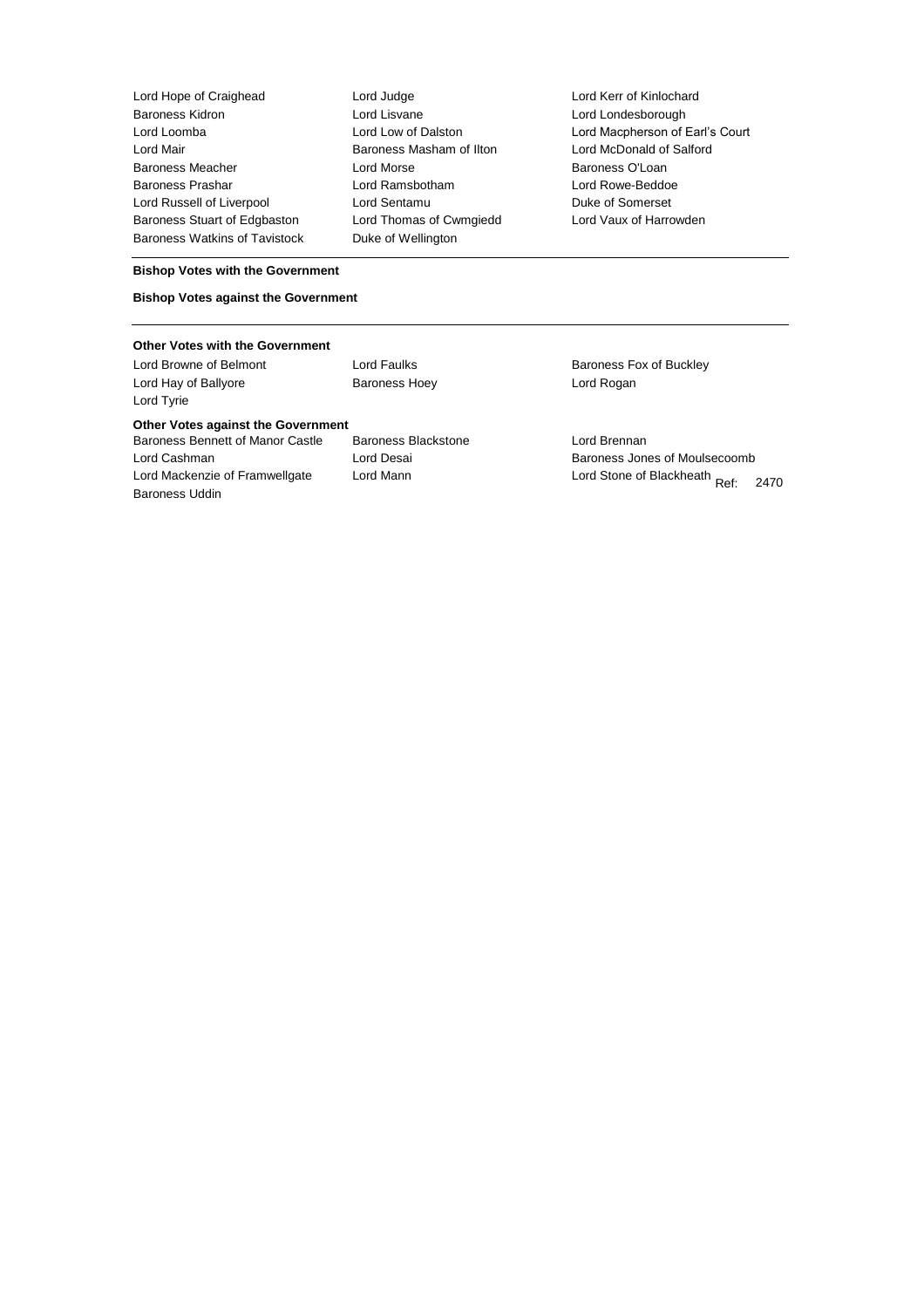| | | |
|---|---|---|
| Lord Hope of Craighead | Lord Judge | Lord Kerr of Kinlochard |
| Baroness Kidron | Lord Lisvane | Lord Londesborough |
| Lord Loomba | Lord Low of Dalston | Lord Macpherson of Earl's Court |
| Lord Mair | Baroness Masham of Ilton | Lord McDonald of Salford |
| Baroness Meacher | Lord Morse | Baroness O'Loan |
| Baroness Prashar | Lord Ramsbotham | Lord Rowe-Beddoe |
| Lord Russell of Liverpool | Lord Sentamu | Duke of Somerset |
| Baroness Stuart of Edgbaston | Lord Thomas of Cwmgiedd | Lord Vaux of Harrowden |
| Baroness Watkins of Tavistock | Duke of Wellington | |

**Bishop Votes with the Government**

**Bishop Votes against the Government**

**Other Votes with the Government**

| | | |
|---|---|---|
| Lord Browne of Belmont | Lord Faulks | Baroness Fox of Buckley |
| Lord Hay of Ballyore | Baroness Hoey | Lord Rogan |
| Lord Tyrie | | |

**Other Votes against the Government**

| | | |
|---|---|---|
| Baroness Bennett of Manor Castle | Baroness Blackstone | Lord Brennan |
| Lord Cashman | Lord Desai | Baroness Jones of Moulsecoomb |
| Lord Mackenzie of Framwellgate | Lord Mann | Lord Stone of Blackheath |
| Baroness Uddin | | |

Ref: 2470